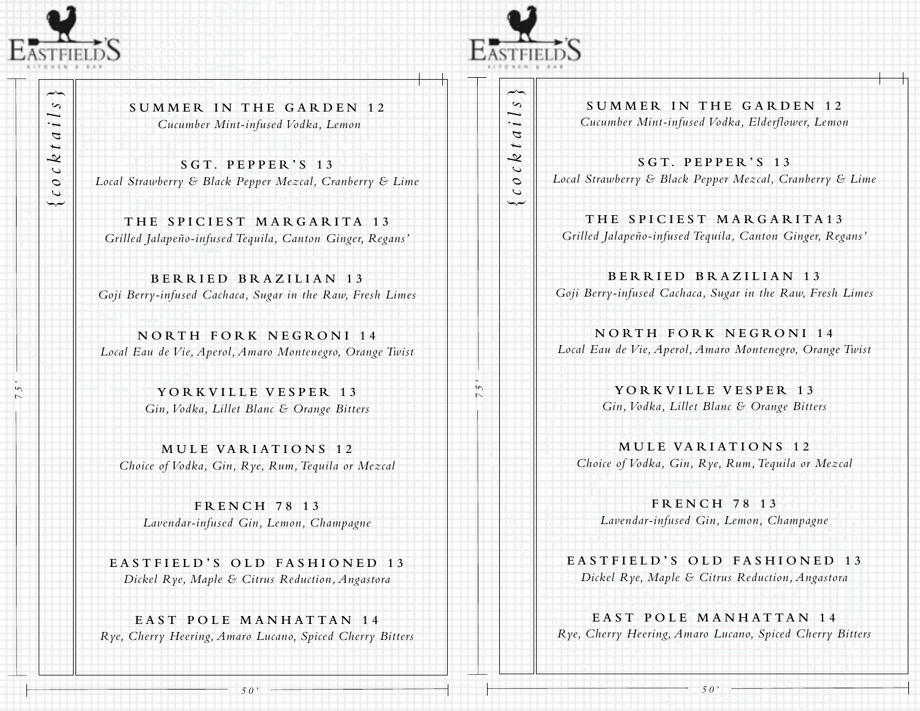EASTFIELD'S
KITCHEN & BAR

{cocktails}

**SUMMER IN THE GARDEN 12**
*Cucumber Mint-infused Vodka, Lemon*

**SGT. PEPPER'S 13**
*Local Strawberry & Black Pepper Mezcal, Cranberry & Lime*

**THE SPICIEST MARGARITA 13**
*Grilled Jalapeño-infused Tequila, Canton Ginger, Regans'*

**BERRIED BRAZILIAN 13**
*Goji Berry-infused Cachaca, Sugar in the Raw, Fresh Limes*

**NORTH FORK NEGRONI 14**
*Local Eau de Vie, Aperol, Amaro Montenegro, Orange Twist*

**YORKVILLE VESPER 13**
*Gin, Vodka, Lillet Blanc & Orange Bitters*

**MULE VARIATIONS 12**
*Choice of Vodka, Gin, Rye, Rum, Tequila or Mezcal*

**FRENCH 78 13**
*Lavendar-infused Gin, Lemon, Champagne*

**EASTFIELD'S OLD FASHIONED 13**
*Dickel Rye, Maple & Citrus Reduction, Angastora*

**EAST POLE MANHATTAN 14**
*Rye, Cherry Heering, Amaro Lucano, Spiced Cherry Bitters*

75'

50'

EASTFIELD'S
KITCHEN & BAR

{cocktails}

**SUMMER IN THE GARDEN 12**
*Cucumber Mint-infused Vodka, Elderflower, Lemon*

**SGT. PEPPER'S 13**
*Local Strawberry & Black Pepper Mezcal, Cranberry & Lime*

**THE SPICIEST MARGARITA13**
*Grilled Jalapeño-infused Tequila, Canton Ginger, Regans'*

**BERRIED BRAZILIAN 13**
*Goji Berry-infused Cachaca, Sugar in the Raw, Fresh Limes*

**NORTH FORK NEGRONI 14**
*Local Eau de Vie, Aperol, Amaro Montenegro, Orange Twist*

**YORKVILLE VESPER 13**
*Gin, Vodka, Lillet Blanc & Orange Bitters*

**MULE VARIATIONS 12**
*Choice of Vodka, Gin, Rye, Rum, Tequila or Mezcal*

**FRENCH 78 13**
*Lavendar-infused Gin, Lemon, Champagne*

**EASTFIELD'S OLD FASHIONED 13**
*Dickel Rye, Maple & Citrus Reduction, Angastora*

**EAST POLE MANHATTAN 14**
*Rye, Cherry Heering, Amaro Lucano, Spiced Cherry Bitters*

75'

50'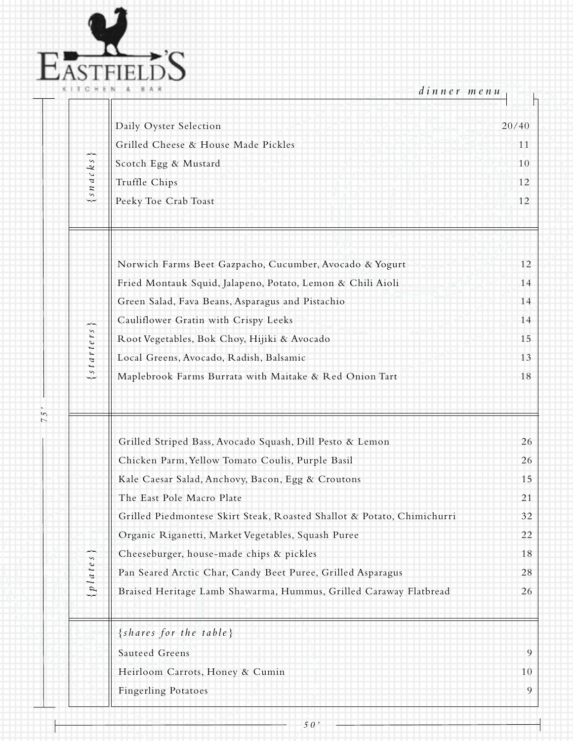# EASTFIELD'S

KITCHEN & BAR

*dinner menu*

## {snacks}

| | |
|---|---|
| Daily Oyster Selection | 20/40 |
| Grilled Cheese & House Made Pickles | 11 |
| Scotch Egg & Mustard | 10 |
| Truffle Chips | 12 |
| Peeky Toe Crab Toast | 12 |

## {starters}

| | |
|---|---|
| Norwich Farms Beet Gazpacho, Cucumber, Avocado & Yogurt | 12 |
| Fried Montauk Squid, Jalapeno, Potato, Lemon & Chili Aioli | 14 |
| Green Salad, Fava Beans, Asparagus and Pistachio | 14 |
| Cauliflower Gratin with Crispy Leeks | 14 |
| Root Vegetables, Bok Choy, Hijiki & Avocado | 15 |
| Local Greens, Avocado, Radish, Balsamic | 13 |
| Maplebrook Farms Burrata with Maitake & Red Onion Tart | 18 |

## {plates}

| | |
|---|---|
| Grilled Striped Bass, Avocado Squash, Dill Pesto & Lemon | 26 |
| Chicken Parm, Yellow Tomato Coulis, Purple Basil | 26 |
| Kale Caesar Salad, Anchovy, Bacon, Egg & Croutons | 15 |
| The East Pole Macro Plate | 21 |
| Grilled Piedmontese Skirt Steak, Roasted Shallot & Potato, Chimichurri | 32 |
| Organic Riganetti, Market Vegetables, Squash Puree | 22 |
| Cheeseburger, house-made chips & pickles | 18 |
| Pan Seared Arctic Char, Candy Beet Puree, Grilled Asparagus | 28 |
| Braised Heritage Lamb Shawarma, Hummus, Grilled Caraway Flatbread | 26 |

## {shares for the table}

| | |
|---|---|
| Sauteed Greens | 9 |
| Heirloom Carrots, Honey & Cumin | 10 |
| Fingerling Potatoes | 9 |

75'

50'